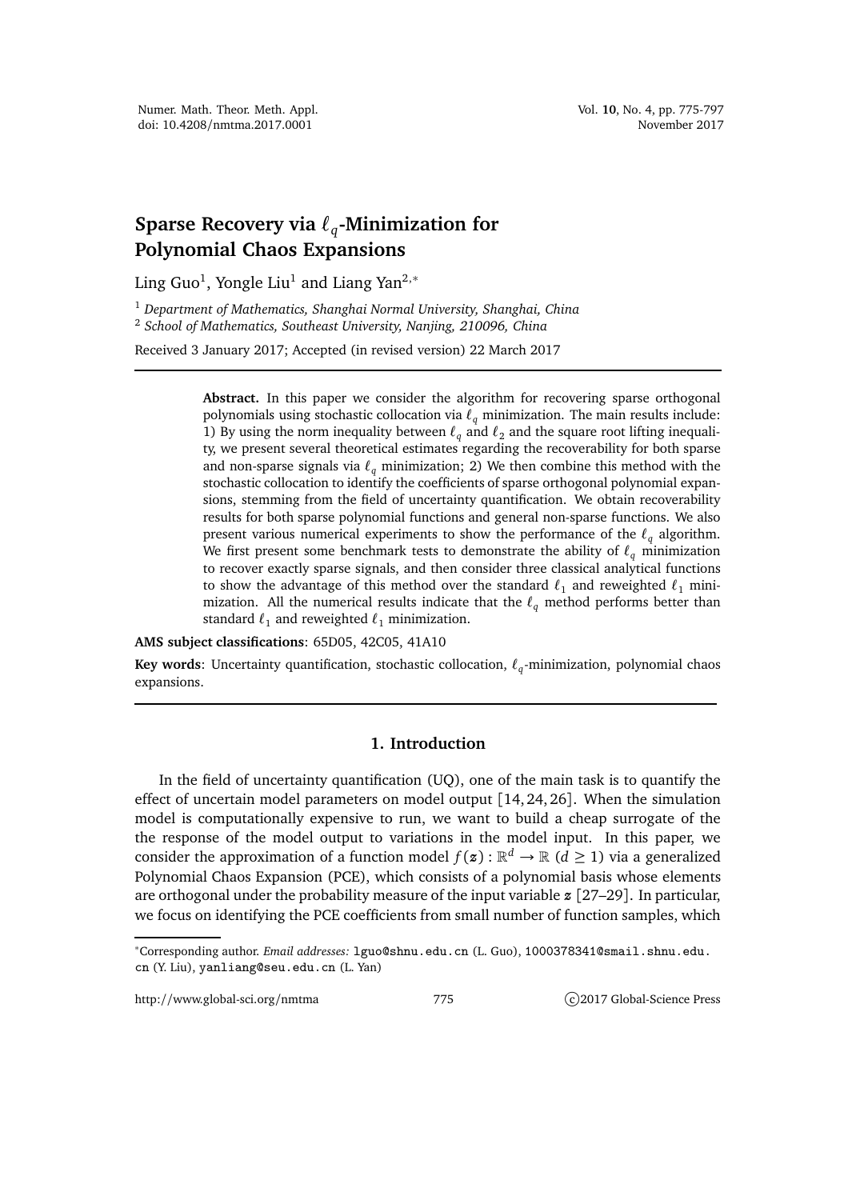# Sparse Recovery via $\ell_q$-Minimization for Polynomial Chaos Expansions

Ling Guo[1], Yongle Liu[1] and Liang Yan[2,*]

[1] *Department of Mathematics, Shanghai Normal University, Shanghai, China*
[2] *School of Mathematics, Southeast University, Nanjing, 210096, China*

Received 3 January 2017; Accepted (in revised version) 22 March 2017

---

**Abstract.** In this paper we consider the algorithm for recovering sparse orthogonal polynomials using stochastic collocation via $\ell_q$ minimization. The main results include: 1) By using the norm inequality between $\ell_q$ and $\ell_2$ and the square root lifting inequality, we present several theoretical estimates regarding the recoverability for both sparse and non-sparse signals via $\ell_q$ minimization; 2) We then combine this method with the stochastic collocation to identify the coefficients of sparse orthogonal polynomial expansions, stemming from the field of uncertainty quantification. We obtain recoverability results for both sparse polynomial functions and general non-sparse functions. We also present various numerical experiments to show the performance of the $\ell_q$ algorithm. We first present some benchmark tests to demonstrate the ability of $\ell_q$ minimization to recover exactly sparse signals, and then consider three classical analytical functions to show the advantage of this method over the standard $\ell_1$ and reweighted $\ell_1$ minimization. All the numerical results indicate that the $\ell_q$ method performs better than standard $\ell_1$ and reweighted $\ell_1$ minimization.

**AMS subject classifications**: 65D05, 42C05, 41A10

**Key words**: Uncertainty quantification, stochastic collocation, $\ell_q$-minimization, polynomial chaos expansions.

---

## 1. Introduction

In the field of uncertainty quantification (UQ), one of the main task is to quantify the effect of uncertain model parameters on model output [14, 24, 26]. When the simulation model is computationally expensive to run, we want to build a cheap surrogate of the the response of the model output to variations in the model input. In this paper, we consider the approximation of a function model $f(\boldsymbol{z}) : \mathbb{R}^d \to \mathbb{R}$ $(d \geq 1)$ via a generalized Polynomial Chaos Expansion (PCE), which consists of a polynomial basis whose elements are orthogonal under the probability measure of the input variable $\boldsymbol{z}$ [27–29]. In particular, we focus on identifying the PCE coefficients from small number of function samples, which

---

*Corresponding author. *Email addresses:* lguo@shnu.edu.cn (L. Guo), 1000378341@smail.shnu.edu.cn (Y. Liu), yanliang@seu.edu.cn (L. Yan)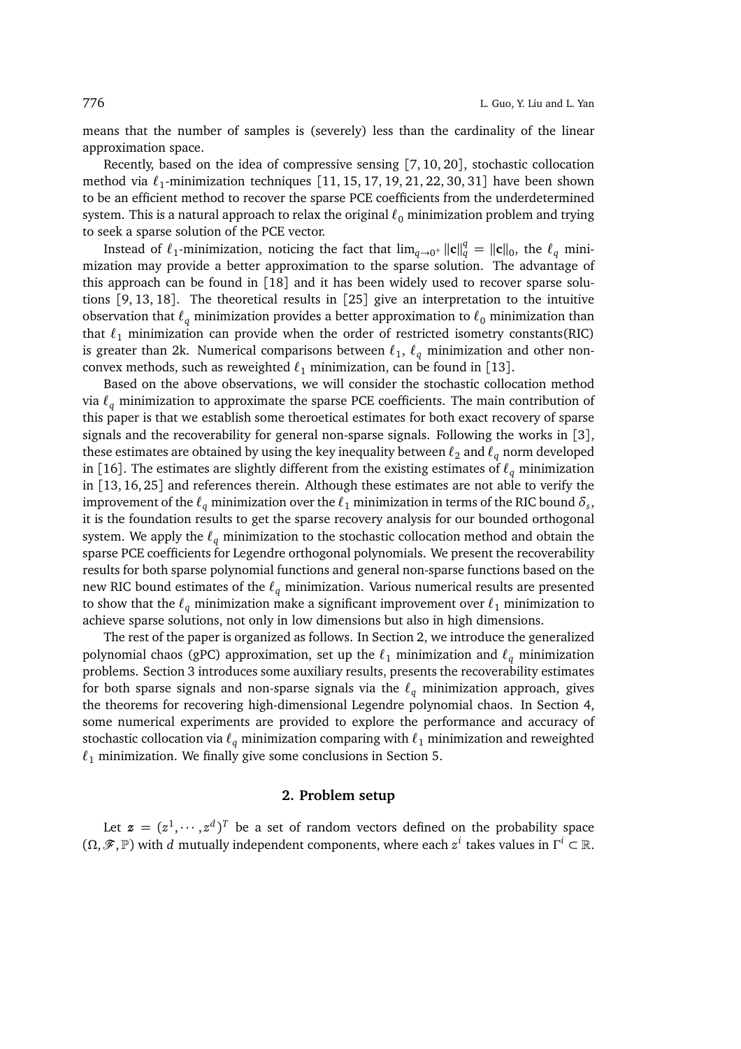means that the number of samples is (severely) less than the cardinality of the linear approximation space.

Recently, based on the idea of compressive sensing [7, 10, 20], stochastic collocation method via $\ell_1$-minimization techniques [11, 15, 17, 19, 21, 22, 30, 31] have been shown to be an efficient method to recover the sparse PCE coefficients from the underdetermined system. This is a natural approach to relax the original $\ell_0$ minimization problem and trying to seek a sparse solution of the PCE vector.

Instead of $\ell_1$-minimization, noticing the fact that $\lim_{q\to 0^+} \|\mathbf{c}\|_q^q = \|\mathbf{c}\|_0$, the $\ell_q$ minimization may provide a better approximation to the sparse solution. The advantage of this approach can be found in [18] and it has been widely used to recover sparse solutions [9, 13, 18]. The theoretical results in [25] give an interpretation to the intuitive observation that $\ell_q$ minimization provides a better approximation to $\ell_0$ minimization than that $\ell_1$ minimization can provide when the order of restricted isometry constants(RIC) is greater than 2k. Numerical comparisons between $\ell_1$, $\ell_q$ minimization and other non-convex methods, such as reweighted $\ell_1$ minimization, can be found in [13].

Based on the above observations, we will consider the stochastic collocation method via $\ell_q$ minimization to approximate the sparse PCE coefficients. The main contribution of this paper is that we establish some theroetical estimates for both exact recovery of sparse signals and the recoverability for general non-sparse signals. Following the works in [3], these estimates are obtained by using the key inequality between $\ell_2$ and $\ell_q$ norm developed in [16]. The estimates are slightly different from the existing estimates of $\ell_q$ minimization in [13, 16, 25] and references therein. Although these estimates are not able to verify the improvement of the $\ell_q$ minimization over the $\ell_1$ minimization in terms of the RIC bound $\delta_s$, it is the foundation results to get the sparse recovery analysis for our bounded orthogonal system. We apply the $\ell_q$ minimization to the stochastic collocation method and obtain the sparse PCE coefficients for Legendre orthogonal polynomials. We present the recoverability results for both sparse polynomial functions and general non-sparse functions based on the new RIC bound estimates of the $\ell_q$ minimization. Various numerical results are presented to show that the $\ell_q$ minimization make a significant improvement over $\ell_1$ minimization to achieve sparse solutions, not only in low dimensions but also in high dimensions.

The rest of the paper is organized as follows. In Section 2, we introduce the generalized polynomial chaos (gPC) approximation, set up the $\ell_1$ minimization and $\ell_q$ minimization problems. Section 3 introduces some auxiliary results, presents the recoverability estimates for both sparse signals and non-sparse signals via the $\ell_q$ minimization approach, gives the theorems for recovering high-dimensional Legendre polynomial chaos. In Section 4, some numerical experiments are provided to explore the performance and accuracy of stochastic collocation via $\ell_q$ minimization comparing with $\ell_1$ minimization and reweighted $\ell_1$ minimization. We finally give some conclusions in Section 5.

## 2. Problem setup

Let $\boldsymbol{z} = (z^1, \cdots, z^d)^T$ be a set of random vectors defined on the probability space $(\Omega, \mathscr{F}, \mathbb{P})$ with $d$ mutually independent components, where each $z^i$ takes values in $\Gamma^i \subset \mathbb{R}$.